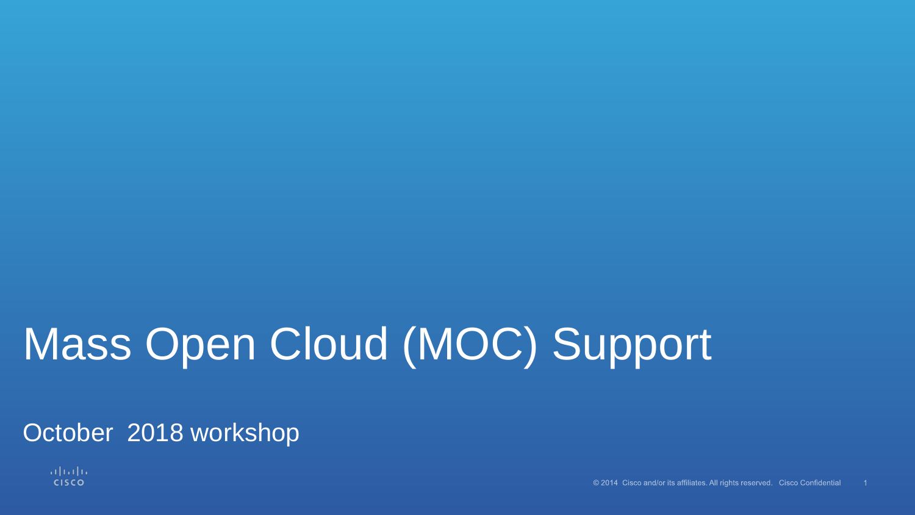# Mass Open Cloud (MOC) Support

October 2018 workshop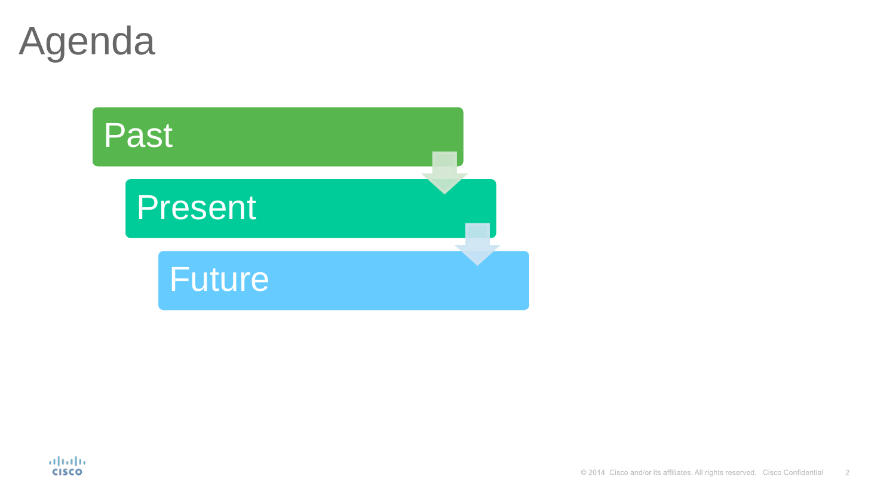# Agenda

- Past
- Present
- Future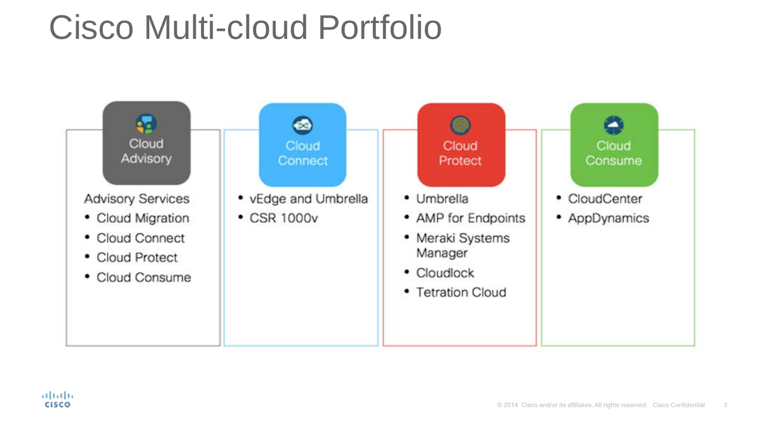# Cisco Multi-cloud Portfolio

## Cloud Advisory

Advisory Services

- Cloud Migration
- Cloud Connect
- Cloud Protect
- Cloud Consume

## Cloud Connect

- vEdge and Umbrella
- CSR 1000v

## Cloud Protect

- Umbrella
- AMP for Endpoints
- Meraki Systems Manager
- Cloudlock
- Tetration Cloud

## Cloud Consume

- CloudCenter
- AppDynamics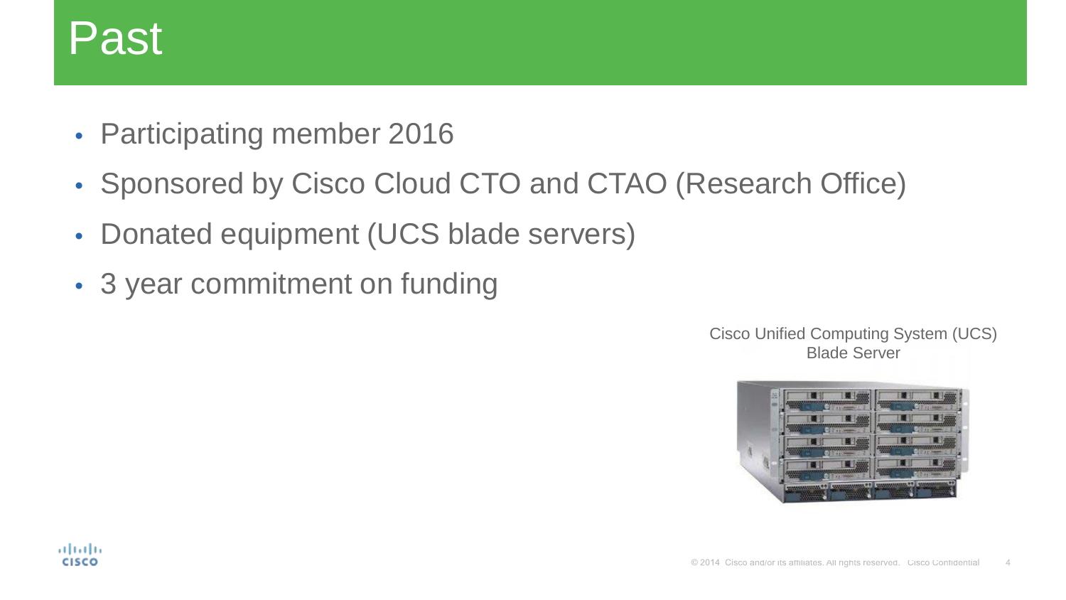# Past

- Participating member 2016
- Sponsored by Cisco Cloud CTO and CTAO (Research Office)
- Donated equipment (UCS blade servers)
- 3 year commitment on funding

Cisco Unified Computing System (UCS) Blade Server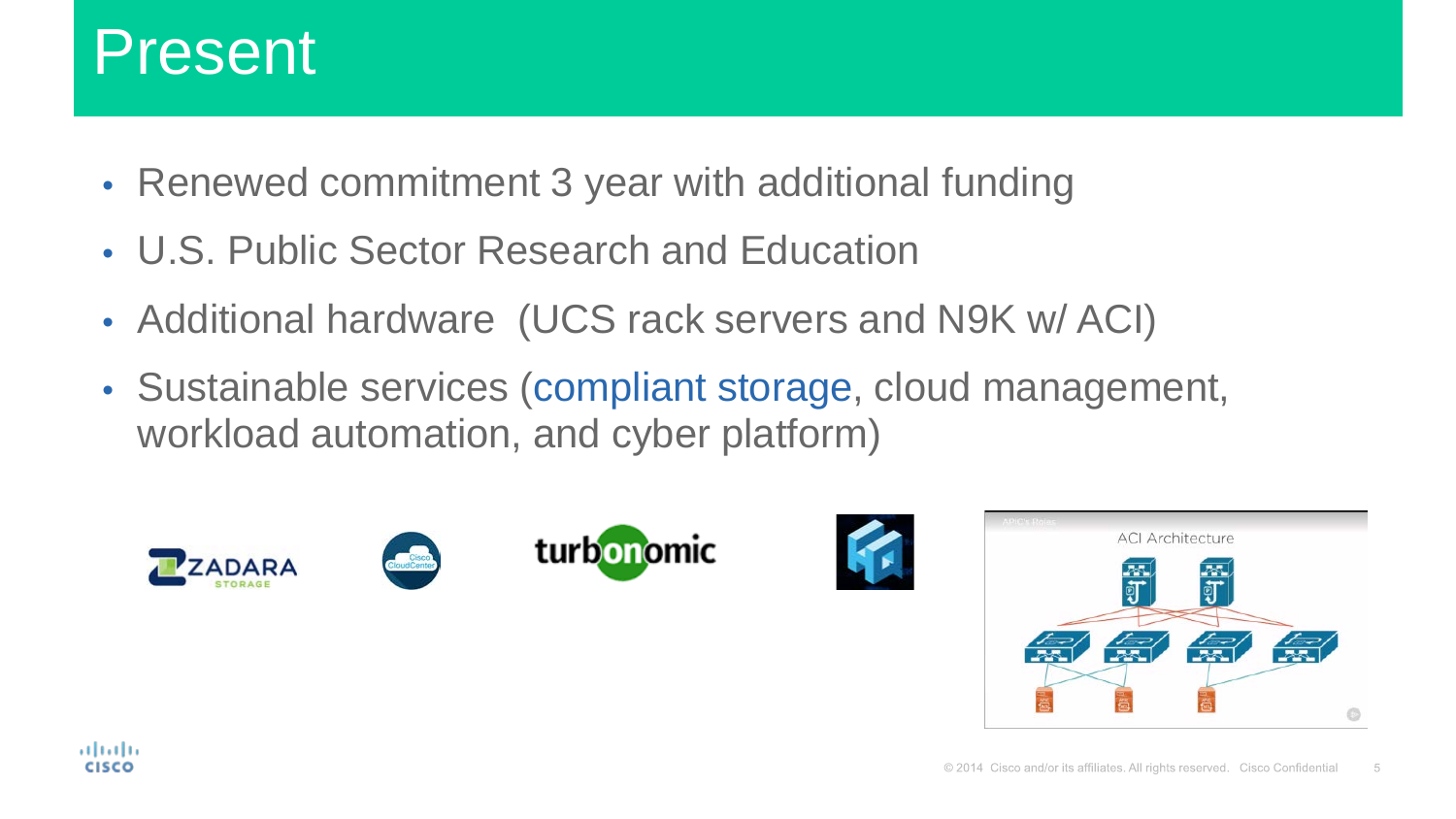# Present

- Renewed commitment 3 year with additional funding
- U.S. Public Sector Research and Education
- Additional hardware (UCS rack servers and N9K w/ ACI)
- Sustainable services (compliant storage, cloud management, workload automation, and cyber platform)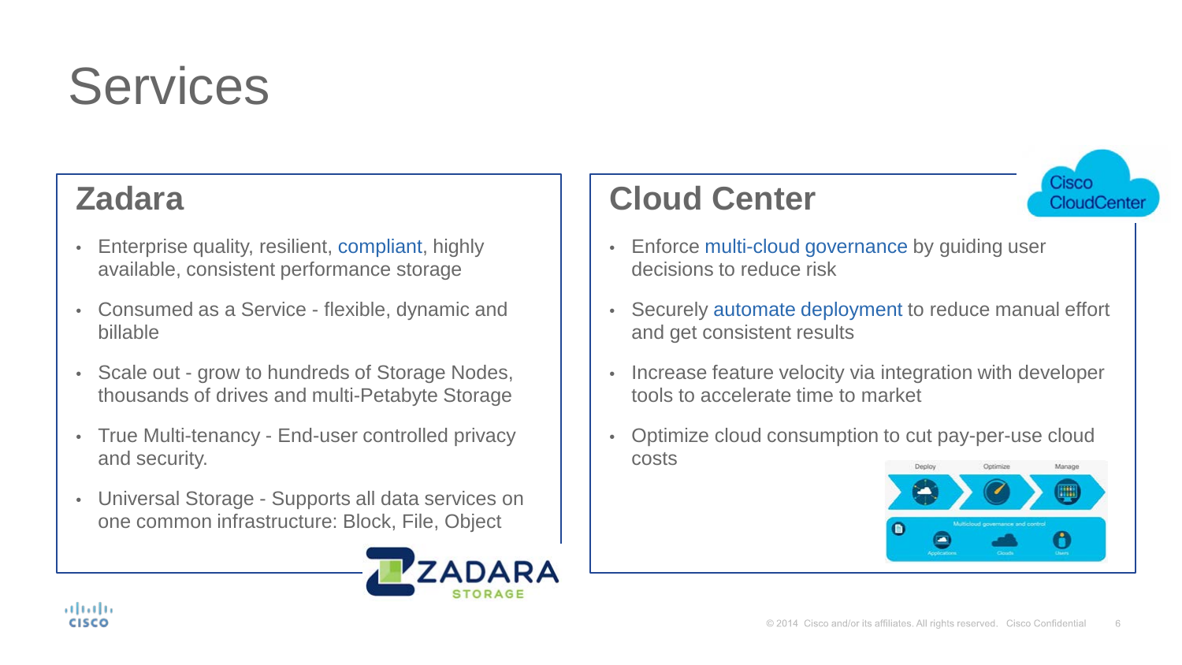# Services

## Zadara

- Enterprise quality, resilient, compliant, highly available, consistent performance storage
- Consumed as a Service - flexible, dynamic and billable
- Scale out - grow to hundreds of Storage Nodes, thousands of drives and multi-Petabyte Storage
- True Multi-tenancy - End-user controlled privacy and security.
- Universal Storage - Supports all data services on one common infrastructure: Block, File, Object

## Cloud Center

- Enforce multi-cloud governance by guiding user decisions to reduce risk
- Securely automate deployment to reduce manual effort and get consistent results
- Increase feature velocity via integration with developer tools to accelerate time to market
- Optimize cloud consumption to cut pay-per-use cloud costs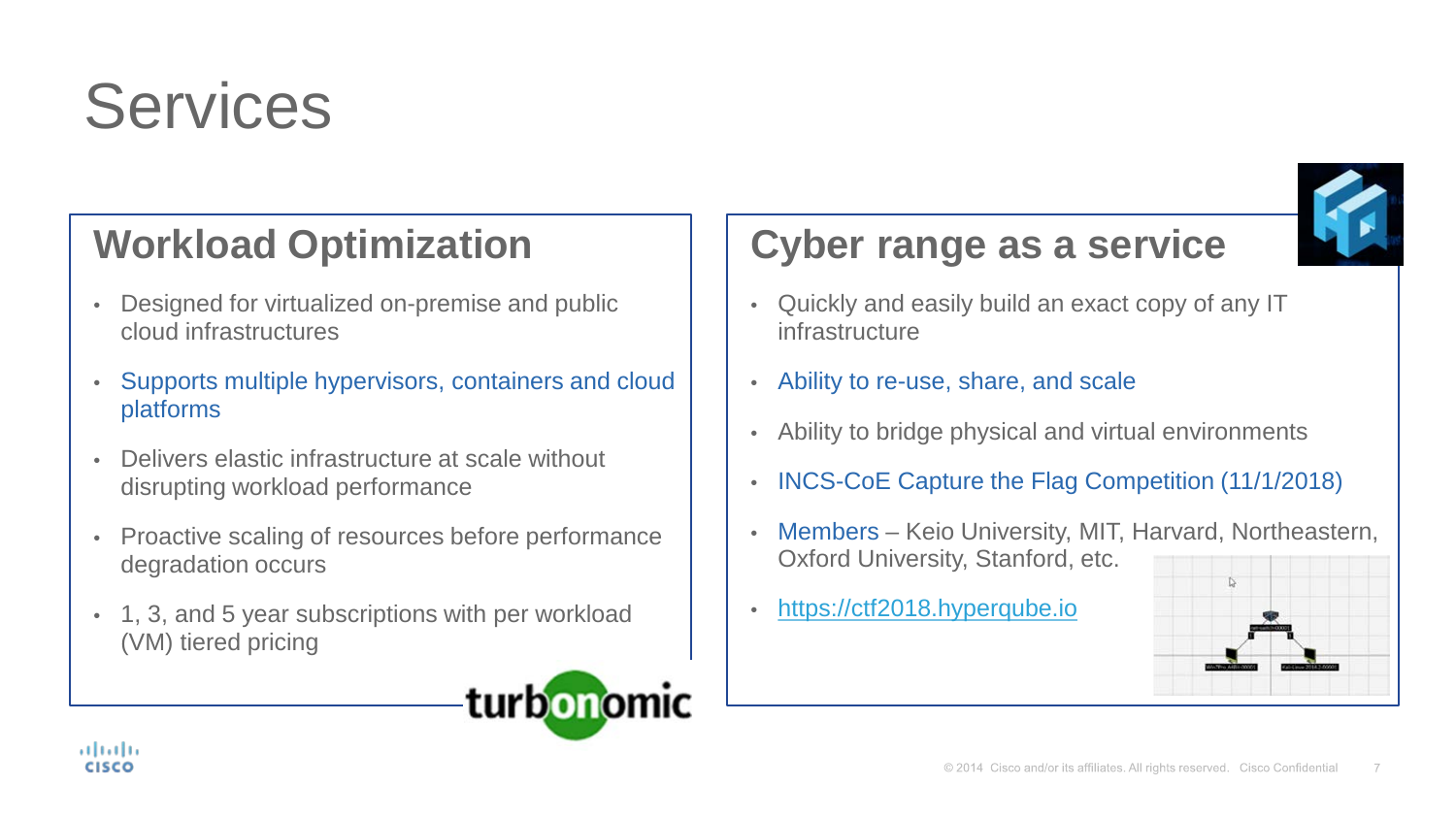# Services

## Workload Optimization

- Designed for virtualized on-premise and public cloud infrastructures
- Supports multiple hypervisors, containers and cloud platforms
- Delivers elastic infrastructure at scale without disrupting workload performance
- Proactive scaling of resources before performance degradation occurs
- 1, 3, and 5 year subscriptions with per workload (VM) tiered pricing

turbonomic

## Cyber range as a service

- Quickly and easily build an exact copy of any IT infrastructure
- Ability to re-use, share, and scale
- Ability to bridge physical and virtual environments
- INCS-CoE Capture the Flag Competition (11/1/2018)
- Members – Keio University, MIT, Harvard, Northeastern, Oxford University, Stanford, etc.
- https://ctf2018.hyperqube.io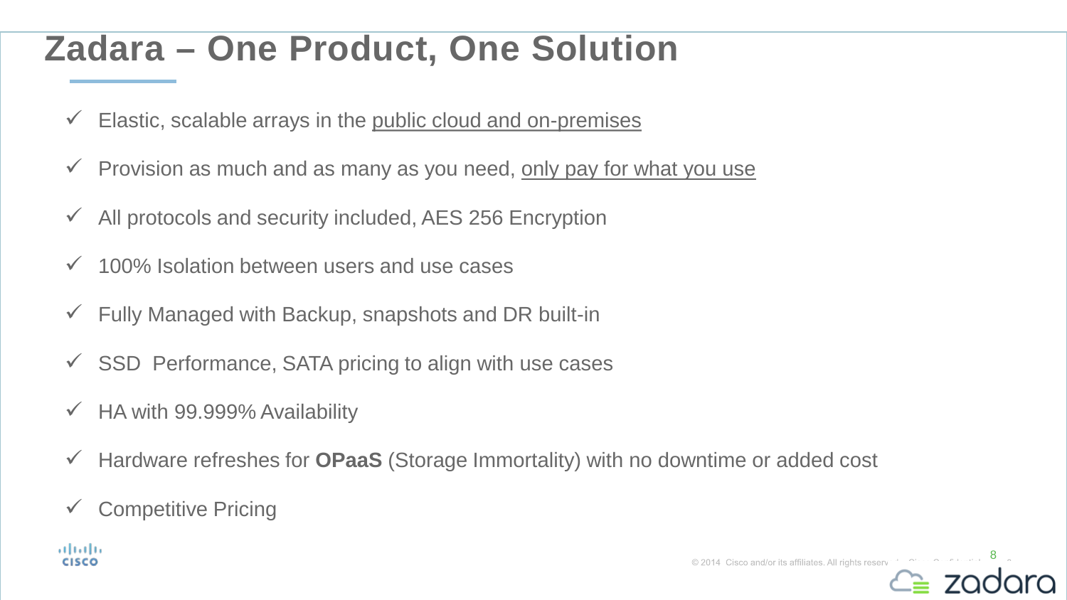# Zadara – One Product, One Solution

- ✓ Elastic, scalable arrays in the public cloud and on-premises
- ✓ Provision as much and as many as you need, only pay for what you use
- ✓ All protocols and security included, AES 256 Encryption
- ✓ 100% Isolation between users and use cases
- ✓ Fully Managed with Backup, snapshots and DR built-in
- ✓ SSD Performance, SATA pricing to align with use cases
- ✓ HA with 99.999% Availability
- ✓ Hardware refreshes for **OPaaS** (Storage Immortality) with no downtime or added cost
- ✓ Competitive Pricing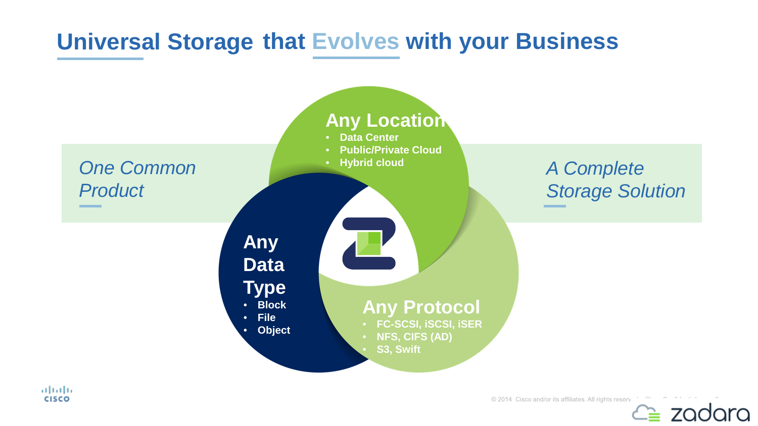# Universal Storage that Evolves with your Business

*One Common Product*

*A Complete Storage Solution*

## Any Location
- Data Center
- Public/Private Cloud
- Hybrid cloud

## Any Data Type
- Block
- File
- Object

## Any Protocol
- FC-SCSI, iSCSI, iSER
- NFS, CIFS (AD)
- S3, Swift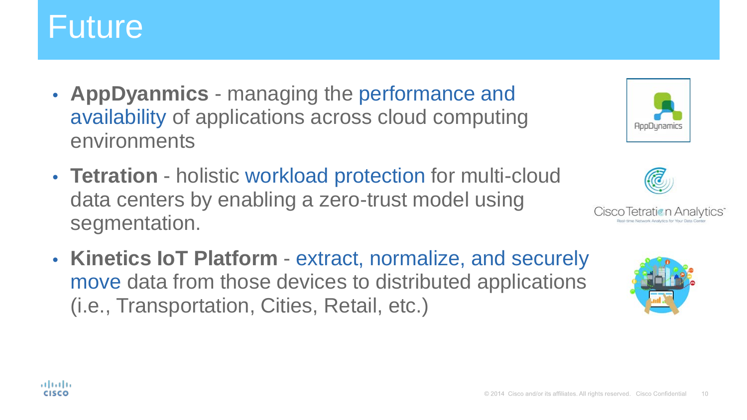# Future

- **AppDyanmics** - managing the performance and availability of applications across cloud computing environments

- **Tetration** - holistic workload protection for multi-cloud data centers by enabling a zero-trust model using segmentation.

- **Kinetics IoT Platform** - extract, normalize, and securely move data from those devices to distributed applications (i.e., Transportation, Cities, Retail, etc.)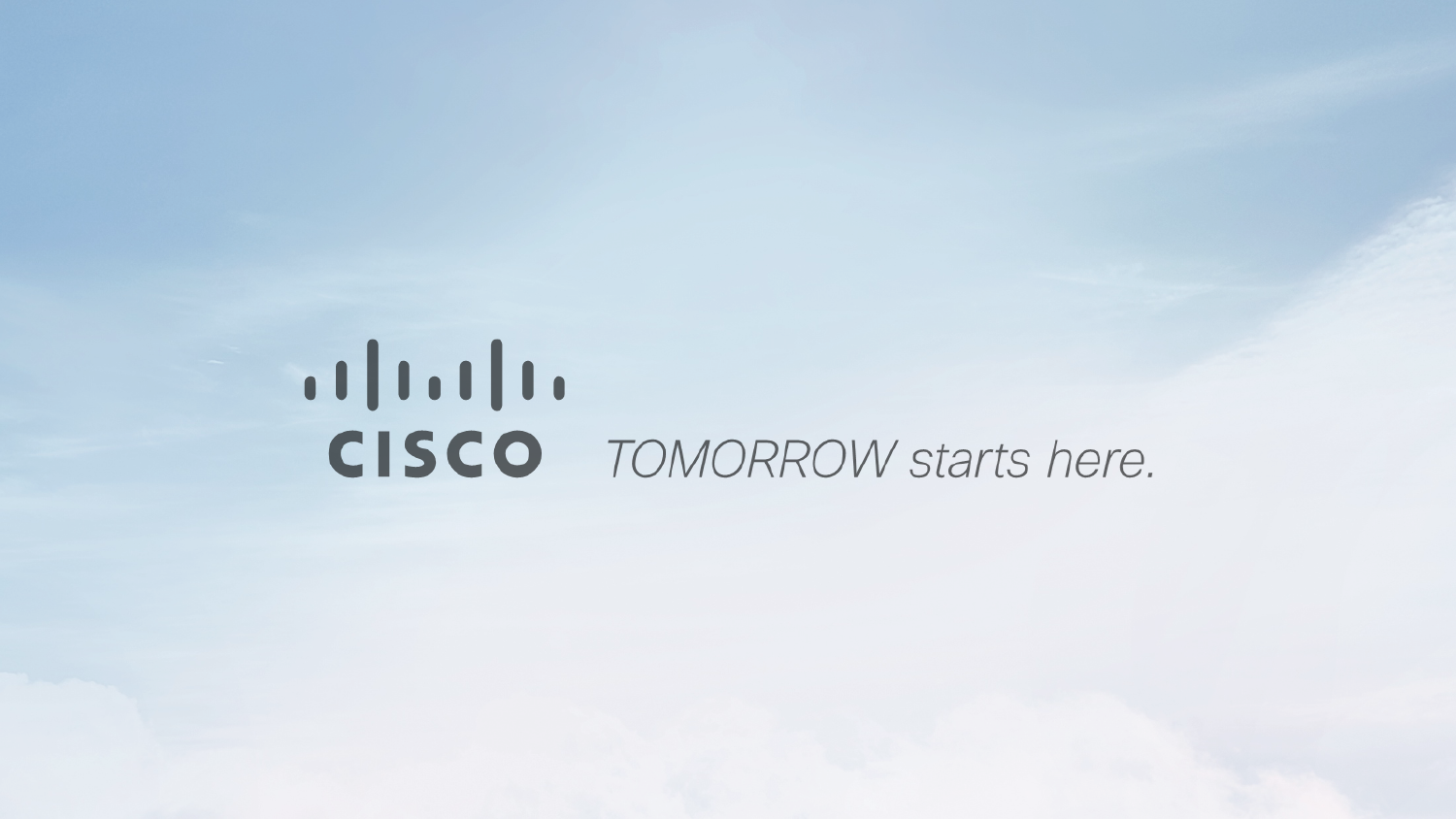CISCO *TOMORROW starts here.*